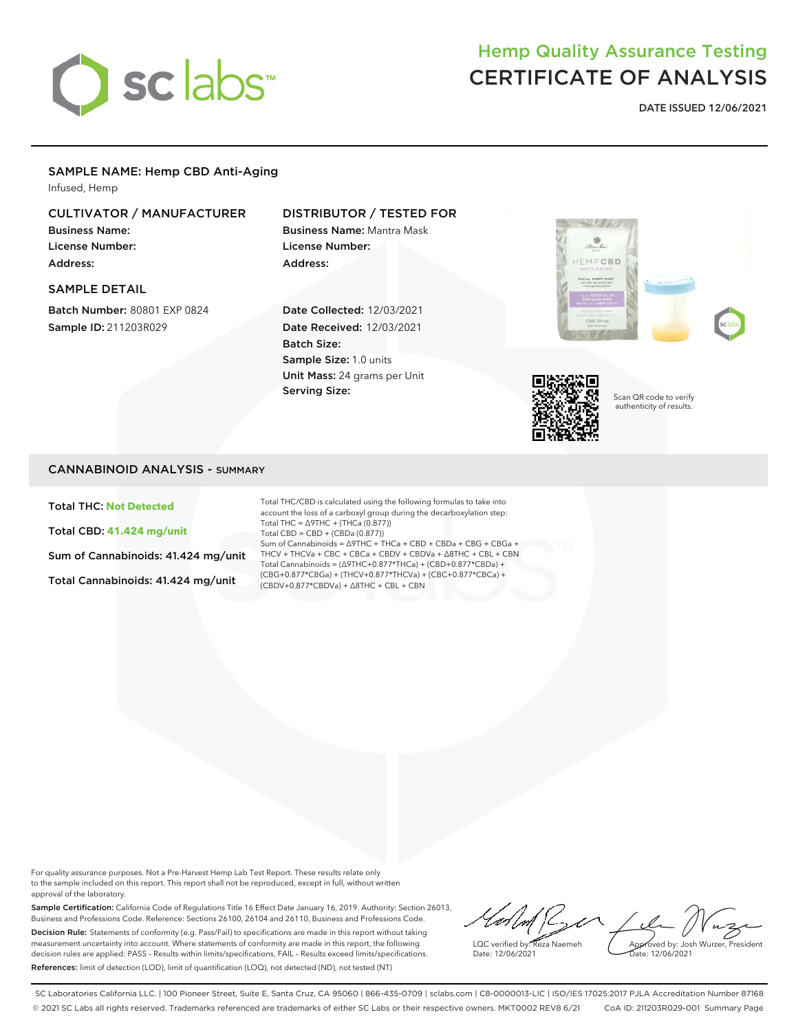# Hemp Quality Assurance Testing
# CERTIFICATE OF ANALYSIS

**DATE ISSUED 12/06/2021**

## SAMPLE NAME: Hemp CBD Anti-Aging

Infused, Hemp

### CULTIVATOR / MANUFACTURER

**Business Name:**
**License Number:**
**Address:**

### DISTRIBUTOR / TESTED FOR

**Business Name:** Mantra Mask
**License Number:**
**Address:**

### SAMPLE DETAIL

**Batch Number:** 80801 EXP 0824
**Sample ID:** 211203R029

**Date Collected:** 12/03/2021
**Date Received:** 12/03/2021
**Batch Size:**
**Sample Size:** 1.0 units
**Unit Mass:** 24 grams per Unit
**Serving Size:**

Scan QR code to verify authenticity of results.

## CANNABINOID ANALYSIS - SUMMARY

**Total THC: Not Detected**

**Total CBD: 41.424 mg/unit**

**Sum of Cannabinoids: 41.424 mg/unit**

**Total Cannabinoids: 41.424 mg/unit**

Total THC/CBD is calculated using the following formulas to take into account the loss of a carboxyl group during the decarboxylation step:
Total THC = Δ9THC + (THCa (0.877))
Total CBD = CBD + (CBDa (0.877))
Sum of Cannabinoids = Δ9THC + THCa + CBD + CBDa + CBG + CBGa + THCV + THCVa + CBC + CBCa + CBDV + CBDVa + Δ8THC + CBL + CBN
Total Cannabinoids = (Δ9THC+0.877*THCa) + (CBD+0.877*CBDa) + (CBG+0.877*CBGa) + (THCV+0.877*THCVa) + (CBC+0.877*CBCa) + (CBDV+0.877*CBDVa) + Δ8THC + CBL + CBN

For quality assurance purposes. Not a Pre-Harvest Hemp Lab Test Report. These results relate only to the sample included on this report. This report shall not be reproduced, except in full, without written approval of the laboratory.

**Sample Certification:** California Code of Regulations Title 16 Effect Date January 16, 2019. Authority: Section 26013, Business and Professions Code. Reference: Sections 26100, 26104 and 26110, Business and Professions Code.

**Decision Rule:** Statements of conformity (e.g. Pass/Fail) to specifications are made in this report without taking measurement uncertainty into account. Where statements of conformity are made in this report, the following decision rules are applied: PASS – Results within limits/specifications, FAIL – Results exceed limits/specifications.

**References:** limit of detection (LOD), limit of quantification (LOQ), not detected (ND), not tested (NT)

LQC verified by: Reza Naemeh
Date: 12/06/2021

Approved by: Josh Wurzer, President
Date: 12/06/2021

SC Laboratories California LLC. | 100 Pioneer Street, Suite E, Santa Cruz, CA 95060 | 866-435-0709 | sclabs.com | C8-0000013-LIC | ISO/IES 17025:2017 PJLA Accreditation Number 87168
© 2021 SC Labs all rights reserved. Trademarks referenced are trademarks of either SC Labs or their respective owners. MKT0002 REV8 6/21 CoA ID: 211203R029-001 Summary Page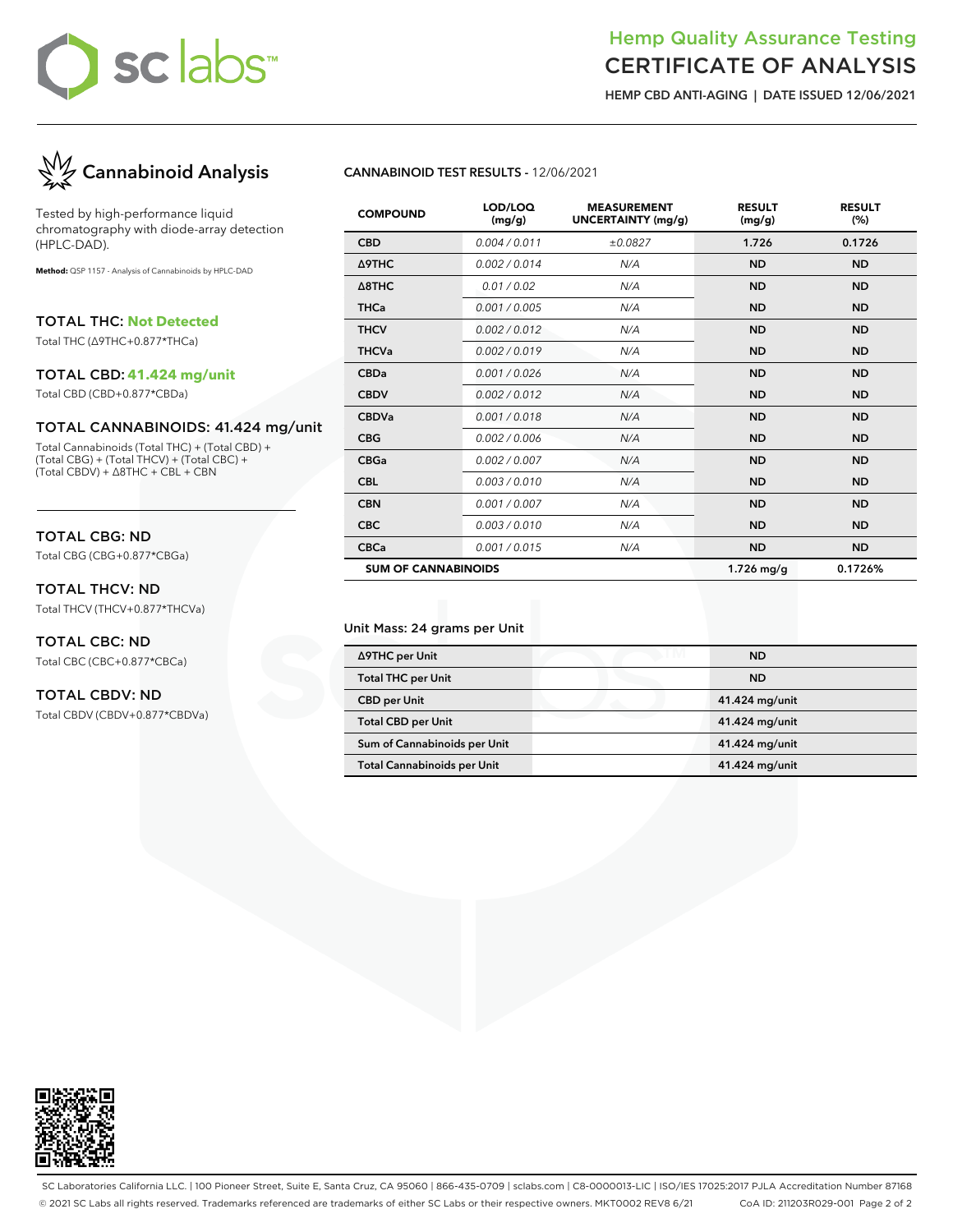# Hemp Quality Assurance Testing
# CERTIFICATE OF ANALYSIS

**HEMP CBD ANTI-AGING | DATE ISSUED 12/06/2021**

## Cannabinoid Analysis

Tested by high-performance liquid chromatography with diode-array detection (HPLC-DAD).

**Method:** QSP 1157 - Analysis of Cannabinoids by HPLC-DAD

### TOTAL THC: Not Detected

Total THC (Δ9THC+0.877*THCa)

### TOTAL CBD: 41.424 mg/unit

Total CBD (CBD+0.877*CBDa)

### TOTAL CANNABINOIDS: 41.424 mg/unit

Total Cannabinoids (Total THC) + (Total CBD) + (Total CBG) + (Total THCV) + (Total CBC) + (Total CBDV) + Δ8THC + CBL + CBN

### TOTAL CBG: ND

Total CBG (CBG+0.877*CBGa)

### TOTAL THCV: ND

Total THCV (THCV+0.877*THCVa)

### TOTAL CBC: ND

Total CBC (CBC+0.877*CBCa)

### TOTAL CBDV: ND

Total CBDV (CBDV+0.877*CBDVa)

**CANNABINOID TEST RESULTS** - 12/06/2021

| COMPOUND | LOD/LOQ (mg/g) | MEASUREMENT UNCERTAINTY (mg/g) | RESULT (mg/g) | RESULT (%) |
|---|---|---|---|---|
| CBD | 0.004 / 0.011 | ±0.0827 | 1.726 | 0.1726 |
| Δ9THC | 0.002 / 0.014 | N/A | ND | ND |
| Δ8THC | 0.01 / 0.02 | N/A | ND | ND |
| THCa | 0.001 / 0.005 | N/A | ND | ND |
| THCV | 0.002 / 0.012 | N/A | ND | ND |
| THCVa | 0.002 / 0.019 | N/A | ND | ND |
| CBDa | 0.001 / 0.026 | N/A | ND | ND |
| CBDV | 0.002 / 0.012 | N/A | ND | ND |
| CBDVa | 0.001 / 0.018 | N/A | ND | ND |
| CBG | 0.002 / 0.006 | N/A | ND | ND |
| CBGa | 0.002 / 0.007 | N/A | ND | ND |
| CBL | 0.003 / 0.010 | N/A | ND | ND |
| CBN | 0.001 / 0.007 | N/A | ND | ND |
| CBC | 0.003 / 0.010 | N/A | ND | ND |
| CBCa | 0.001 / 0.015 | N/A | ND | ND |
| **SUM OF CANNABINOIDS** | | | **1.726 mg/g** | **0.1726%** |

Unit Mass: 24 grams per Unit

| | |
|---|---|
| Δ9THC per Unit | ND |
| Total THC per Unit | ND |
| CBD per Unit | 41.424 mg/unit |
| Total CBD per Unit | 41.424 mg/unit |
| Sum of Cannabinoids per Unit | 41.424 mg/unit |
| Total Cannabinoids per Unit | 41.424 mg/unit |

SC Laboratories California LLC. | 100 Pioneer Street, Suite E, Santa Cruz, CA 95060 | 866-435-0709 | sclabs.com | C8-0000013-LIC | ISO/IES 17025:2017 PJLA Accreditation Number 87168
© 2021 SC Labs all rights reserved. Trademarks referenced are trademarks of either SC Labs or their respective owners. MKT0002 REV8 6/21 CoA ID: 211203R029-001